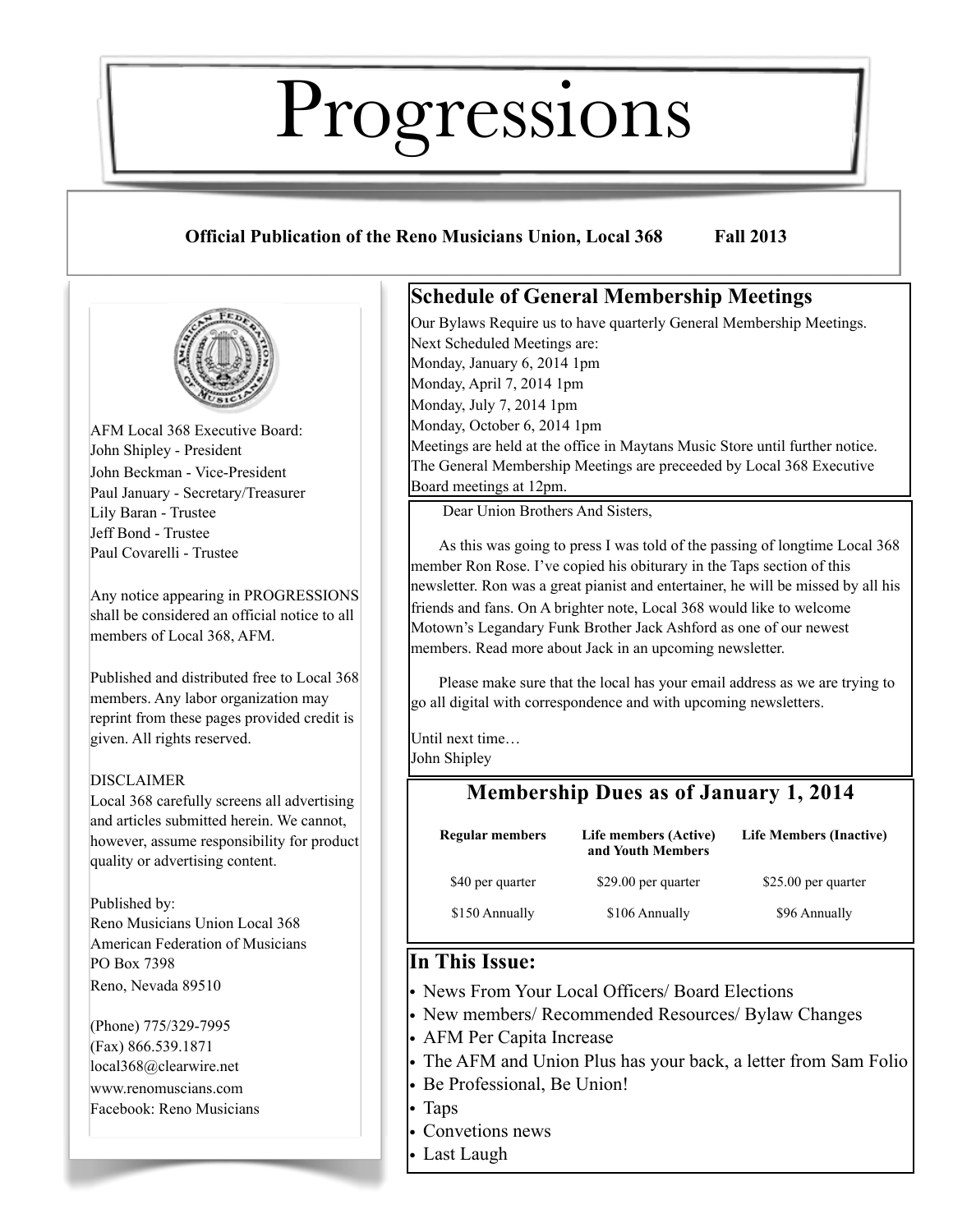# Progressions

**Official Publication of the Reno Musicians Union, Local 368 Fall 2013**

AFM Local 368 Executive Board:
John Shipley - President
John Beckman - Vice-President
Paul January - Secretary/Treasurer
Lily Baran - Trustee
Jeff Bond - Trustee
Paul Covarelli - Trustee

Any notice appearing in PROGRESSIONS shall be considered an official notice to all members of Local 368, AFM.

Published and distributed free to Local 368 members. Any labor organization may reprint from these pages provided credit is given. All rights reserved.

DISCLAIMER
Local 368 carefully screens all advertising and articles submitted herein. We cannot, however, assume responsibility for product quality or advertising content.

Published by:
Reno Musicians Union Local 368
American Federation of Musicians
PO Box 7398
Reno, Nevada 89510

(Phone) 775/329-7995
(Fax) 866.539.1871
local368@clearwire.net
www.renomuscians.com
Facebook: Reno Musicians

## Schedule of General Membership Meetings

Our Bylaws Require us to have quarterly General Membership Meetings.
Next Scheduled Meetings are:
Monday, January 6, 2014 1pm
Monday, April 7, 2014 1pm
Monday, July 7, 2014 1pm
Monday, October 6, 2014 1pm
Meetings are held at the office in Maytans Music Store until further notice.
The General Membership Meetings are preceeded by Local 368 Executive Board meetings at 12pm.

Dear Union Brothers And Sisters,

As this was going to press I was told of the passing of longtime Local 368 member Ron Rose. I've copied his obiturary in the Taps section of this newsletter. Ron was a great pianist and entertainer, he will be missed by all his friends and fans. On A brighter note, Local 368 would like to welcome Motown's Legandary Funk Brother Jack Ashford as one of our newest members. Read more about Jack in an upcoming newsletter.

Please make sure that the local has your email address as we are trying to go all digital with correspondence and with upcoming newsletters.

Until next time…
John Shipley

## Membership Dues as of January 1, 2014

| Regular members | Life members (Active) and Youth Members | Life Members (Inactive) |
|---|---|---|
| $40 per quarter | $29.00 per quarter | $25.00 per quarter |
| $150 Annually | $106 Annually | $96 Annually |

## In This Issue:

- News From Your Local Officers/ Board Elections
- New members/ Recommended Resources/ Bylaw Changes
- AFM Per Capita Increase
- The AFM and Union Plus has your back, a letter from Sam Folio
- Be Professional, Be Union!
- Taps
- Convetions news
- Last Laugh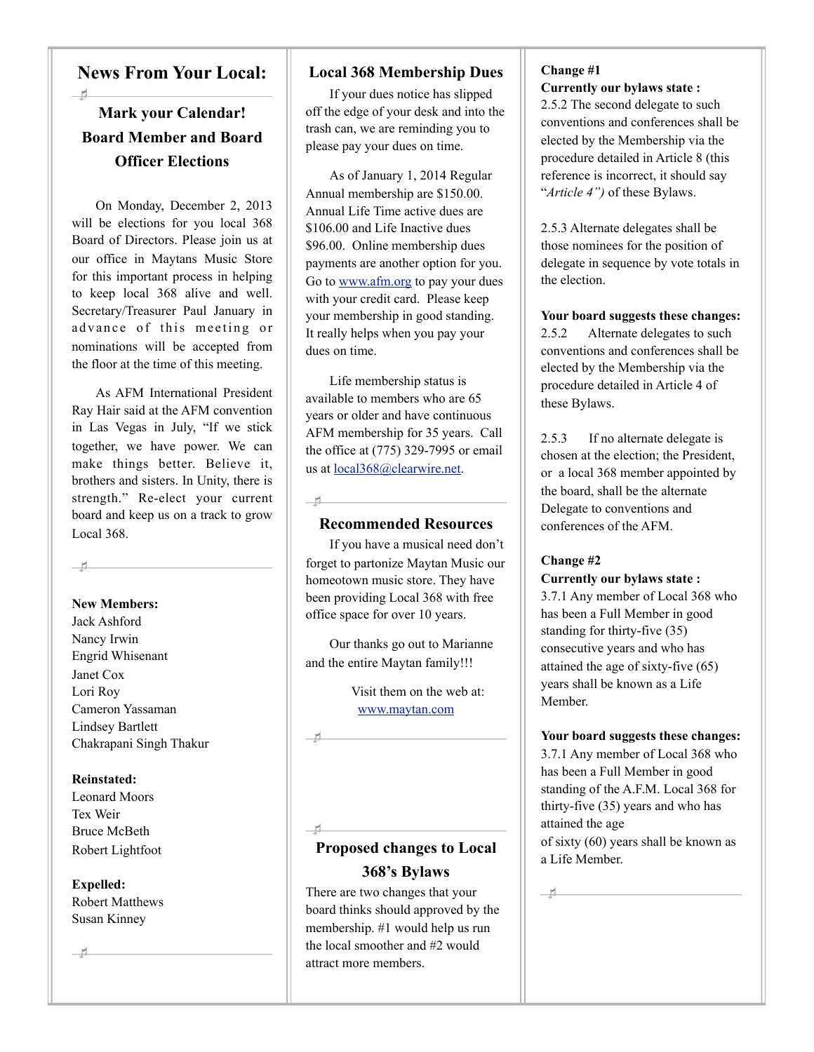## News From Your Local:

### Mark your Calendar! Board Member and Board Officer Elections

On Monday, December 2, 2013 will be elections for you local 368 Board of Directors. Please join us at our office in Maytans Music Store for this important process in helping to keep local 368 alive and well. Secretary/Treasurer Paul January in advance of this meeting or nominations will be accepted from the floor at the time of this meeting.

As AFM International President Ray Hair said at the AFM convention in Las Vegas in July, "If we stick together, we have power. We can make things better. Believe it, brothers and sisters. In Unity, there is strength." Re-elect your current board and keep us on a track to grow Local 368.

**New Members:**
Jack Ashford
Nancy Irwin
Engrid Whisenant
Janet Cox
Lori Roy
Cameron Yassaman
Lindsey Bartlett
Chakrapani Singh Thakur

**Reinstated:**
Leonard Moors
Tex Weir
Bruce McBeth
Robert Lightfoot

**Expelled:**
Robert Matthews
Susan Kinney

## Local 368 Membership Dues

If your dues notice has slipped off the edge of your desk and into the trash can, we are reminding you to please pay your dues on time.

As of January 1, 2014 Regular Annual membership are $150.00. Annual Life Time active dues are $106.00 and Life Inactive dues $96.00. Online membership dues payments are another option for you. Go to www.afm.org to pay your dues with your credit card. Please keep your membership in good standing. It really helps when you pay your dues on time.

Life membership status is available to members who are 65 years or older and have continuous AFM membership for 35 years. Call the office at (775) 329-7995 or email us at local368@clearwire.net.

## Recommended Resources

If you have a musical need don't forget to partonize Maytan Music our homeotown music store. They have been providing Local 368 with free office space for over 10 years.

Our thanks go out to Marianne and the entire Maytan family!!!

Visit them on the web at: www.maytan.com

## Proposed changes to Local 368's Bylaws

There are two changes that your board thinks should approved by the membership. #1 would help us run the local smoother and #2 would attract more members.

**Change #1**
**Currently our bylaws state :**
2.5.2 The second delegate to such conventions and conferences shall be elected by the Membership via the procedure detailed in Article 8 (this reference is incorrect, it should say "*Article 4")* of these Bylaws.

2.5.3 Alternate delegates shall be those nominees for the position of delegate in sequence by vote totals in the election.

**Your board suggests these changes:**
2.5.2 Alternate delegates to such conventions and conferences shall be elected by the Membership via the procedure detailed in Article 4 of these Bylaws.

2.5.3 If no alternate delegate is chosen at the election; the President, or a local 368 member appointed by the board, shall be the alternate Delegate to conventions and conferences of the AFM.

**Change #2**
**Currently our bylaws state :**
3.7.1 Any member of Local 368 who has been a Full Member in good standing for thirty-five (35) consecutive years and who has attained the age of sixty-five (65) years shall be known as a Life Member.

**Your board suggests these changes:**
3.7.1 Any member of Local 368 who has been a Full Member in good standing of the A.F.M. Local 368 for thirty-five (35) years and who has attained the age of sixty (60) years shall be known as a Life Member.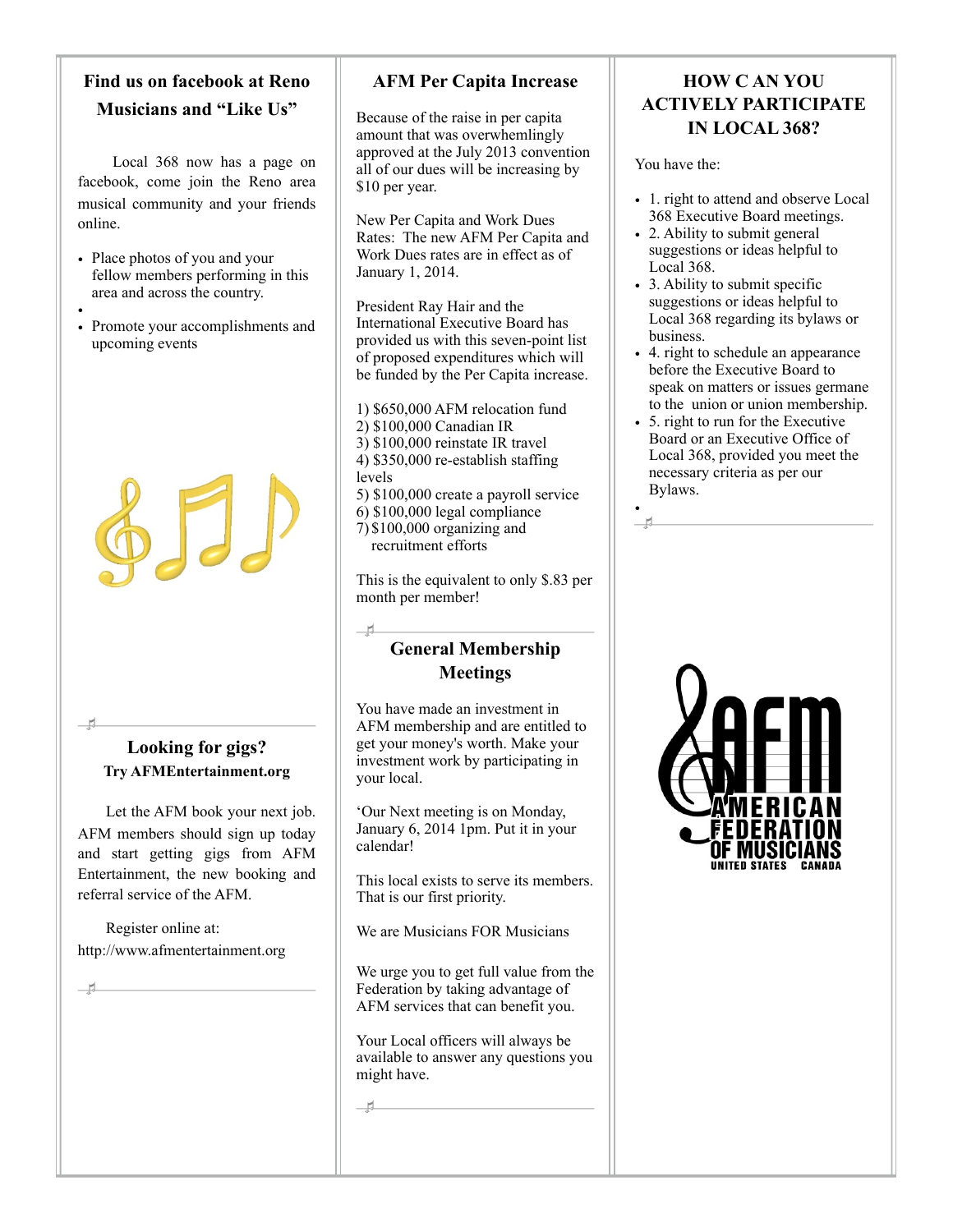## Find us on facebook at Reno Musicians and "Like Us"

Local 368 now has a page on facebook, come join the Reno area musical community and your friends online.

- Place photos of you and your fellow members performing in this area and across the country.
- Promote your accomplishments and upcoming events

## Looking for gigs?

**Try AFMEntertainment.org**

Let the AFM book your next job. AFM members should sign up today and start getting gigs from AFM Entertainment, the new booking and referral service of the AFM.

Register online at: http://www.afmentertainment.org

## AFM Per Capita Increase

Because of the raise in per capita amount that was overwhelmingly approved at the July 2013 convention all of our dues will be increasing by $10 per year.

New Per Capita and Work Dues Rates: The new AFM Per Capita and Work Dues rates are in effect as of January 1, 2014.

President Ray Hair and the International Executive Board has provided us with this seven-point list of proposed expenditures which will be funded by the Per Capita increase.

1) $650,000 AFM relocation fund
2) $100,000 Canadian IR
3) $100,000 reinstate IR travel
4) $350,000 re-establish staffing levels
5) $100,000 create a payroll service
6) $100,000 legal compliance
7) $100,000 organizing and recruitment efforts

This is the equivalent to only $.83 per month per member!

## General Membership Meetings

You have made an investment in AFM membership and are entitled to get your money's worth. Make your investment work by participating in your local.

'Our Next meeting is on Monday, January 6, 2014 1pm. Put it in your calendar!

This local exists to serve its members. That is our first priority.

We are Musicians FOR Musicians

We urge you to get full value from the Federation by taking advantage of AFM services that can benefit you.

Your Local officers will always be available to answer any questions you might have.

## HOW C AN YOU ACTIVELY PARTICIPATE IN LOCAL 368?

You have the:

- 1. right to attend and observe Local 368 Executive Board meetings.
- 2. Ability to submit general suggestions or ideas helpful to Local 368.
- 3. Ability to submit specific suggestions or ideas helpful to Local 368 regarding its bylaws or business.
- 4. right to schedule an appearance before the Executive Board to speak on matters or issues germane to the union or union membership.
- 5. right to run for the Executive Board or an Executive Office of Local 368, provided you meet the necessary criteria as per our Bylaws.

AMERICAN FEDERATION OF MUSICIANS
UNITED STATES CANADA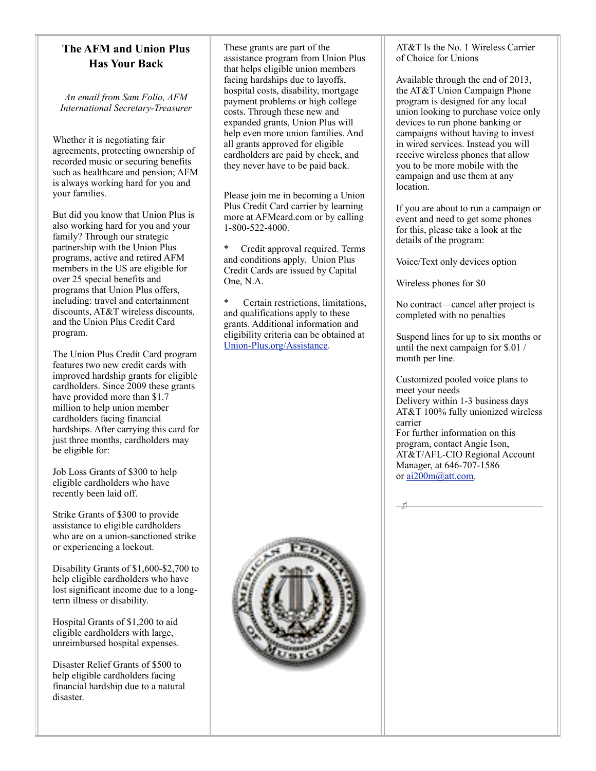## The AFM and Union Plus Has Your Back

*An email from Sam Folio, AFM International Secretary-Treasurer*

Whether it is negotiating fair agreements, protecting ownership of recorded music or securing benefits such as healthcare and pension; AFM is always working hard for you and your families.

But did you know that Union Plus is also working hard for you and your family? Through our strategic partnership with the Union Plus programs, active and retired AFM members in the US are eligible for over 25 special benefits and programs that Union Plus offers, including: travel and entertainment discounts, AT&T wireless discounts, and the Union Plus Credit Card program.

The Union Plus Credit Card program features two new credit cards with improved hardship grants for eligible cardholders. Since 2009 these grants have provided more than $1.7 million to help union member cardholders facing financial hardships. After carrying this card for just three months, cardholders may be eligible for:

Job Loss Grants of $300 to help eligible cardholders who have recently been laid off.

Strike Grants of $300 to provide assistance to eligible cardholders who are on a union-sanctioned strike or experiencing a lockout.

Disability Grants of $1,600-$2,700 to help eligible cardholders who have lost significant income due to a long-term illness or disability.

Hospital Grants of $1,200 to aid eligible cardholders with large, unreimbursed hospital expenses.

Disaster Relief Grants of $500 to help eligible cardholders facing financial hardship due to a natural disaster.

These grants are part of the assistance program from Union Plus that helps eligible union members facing hardships due to layoffs, hospital costs, disability, mortgage payment problems or high college costs. Through these new and expanded grants, Union Plus will help even more union families. And all grants approved for eligible cardholders are paid by check, and they never have to be paid back.

Please join me in becoming a Union Plus Credit Card carrier by learning more at AFMcard.com or by calling 1-800-522-4000.

* Credit approval required. Terms and conditions apply. Union Plus Credit Cards are issued by Capital One, N.A.

* Certain restrictions, limitations, and qualifications apply to these grants. Additional information and eligibility criteria can be obtained at [Union-Plus.org/Assistance](Union-Plus.org/Assistance).

AT&T Is the No. 1 Wireless Carrier of Choice for Unions

Available through the end of 2013, the AT&T Union Campaign Phone program is designed for any local union looking to purchase voice only devices to run phone banking or campaigns without having to invest in wired services. Instead you will receive wireless phones that allow you to be more mobile with the campaign and use them at any location.

If you are about to run a campaign or event and need to get some phones for this, please take a look at the details of the program:

Voice/Text only devices option

Wireless phones for $0

No contract—cancel after project is completed with no penalties

Suspend lines for up to six months or until the next campaign for $.01 / month per line.

Customized pooled voice plans to meet your needs
Delivery within 1-3 business days
AT&T 100% fully unionized wireless carrier
For further information on this program, contact Angie Ison, AT&T/AFL-CIO Regional Account Manager, at 646-707-1586 or [ai200m@att.com](mailto:ai200m@att.com).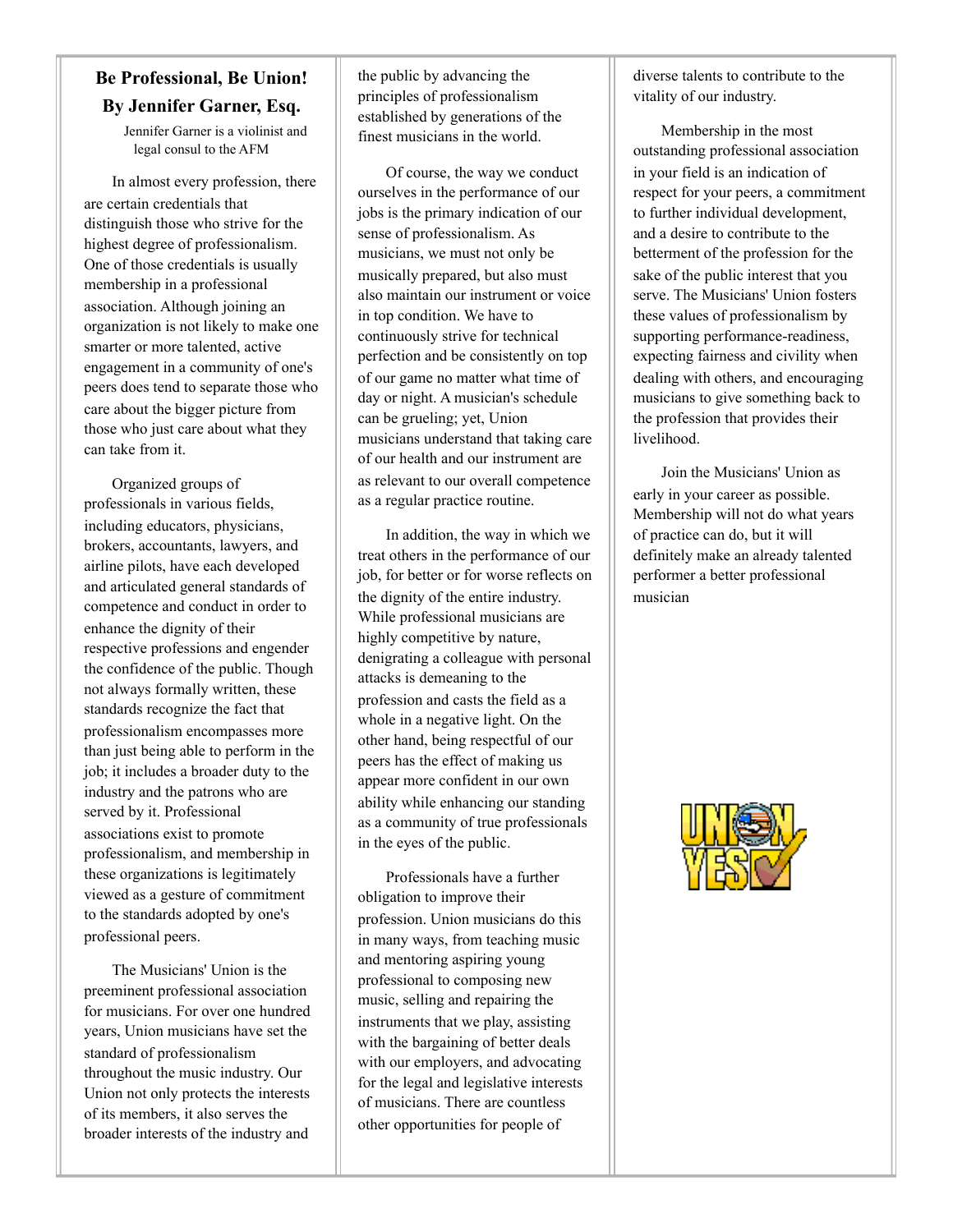## Be Professional, Be Union!

### By Jennifer Garner, Esq.

Jennifer Garner is a violinist and legal consul to the AFM

In almost every profession, there are certain credentials that distinguish those who strive for the highest degree of professionalism. One of those credentials is usually membership in a professional association. Although joining an organization is not likely to make one smarter or more talented, active engagement in a community of one's peers does tend to separate those who care about the bigger picture from those who just care about what they can take from it.

Organized groups of professionals in various fields, including educators, physicians, brokers, accountants, lawyers, and airline pilots, have each developed and articulated general standards of competence and conduct in order to enhance the dignity of their respective professions and engender the confidence of the public. Though not always formally written, these standards recognize the fact that professionalism encompasses more than just being able to perform in the job; it includes a broader duty to the industry and the patrons who are served by it. Professional associations exist to promote professionalism, and membership in these organizations is legitimately viewed as a gesture of commitment to the standards adopted by one's professional peers.

The Musicians' Union is the preeminent professional association for musicians. For over one hundred years, Union musicians have set the standard of professionalism throughout the music industry. Our Union not only protects the interests of its members, it also serves the broader interests of the industry and the public by advancing the principles of professionalism established by generations of the finest musicians in the world.

Of course, the way we conduct ourselves in the performance of our jobs is the primary indication of our sense of professionalism. As musicians, we must not only be musically prepared, but also must also maintain our instrument or voice in top condition. We have to continuously strive for technical perfection and be consistently on top of our game no matter what time of day or night. A musician's schedule can be grueling; yet, Union musicians understand that taking care of our health and our instrument are as relevant to our overall competence as a regular practice routine.

In addition, the way in which we treat others in the performance of our job, for better or for worse reflects on the dignity of the entire industry. While professional musicians are highly competitive by nature, denigrating a colleague with personal attacks is demeaning to the profession and casts the field as a whole in a negative light. On the other hand, being respectful of our peers has the effect of making us appear more confident in our own ability while enhancing our standing as a community of true professionals in the eyes of the public.

Professionals have a further obligation to improve their profession. Union musicians do this in many ways, from teaching music and mentoring aspiring young professional to composing new music, selling and repairing the instruments that we play, assisting with the bargaining of better deals with our employers, and advocating for the legal and legislative interests of musicians. There are countless other opportunities for people of diverse talents to contribute to the vitality of our industry.

Membership in the most outstanding professional association in your field is an indication of respect for your peers, a commitment to further individual development, and a desire to contribute to the betterment of the profession for the sake of the public interest that you serve. The Musicians' Union fosters these values of professionalism by supporting performance-readiness, expecting fairness and civility when dealing with others, and encouraging musicians to give something back to the profession that provides their livelihood.

Join the Musicians' Union as early in your career as possible. Membership will not do what years of practice can do, but it will definitely make an already talented performer a better professional musician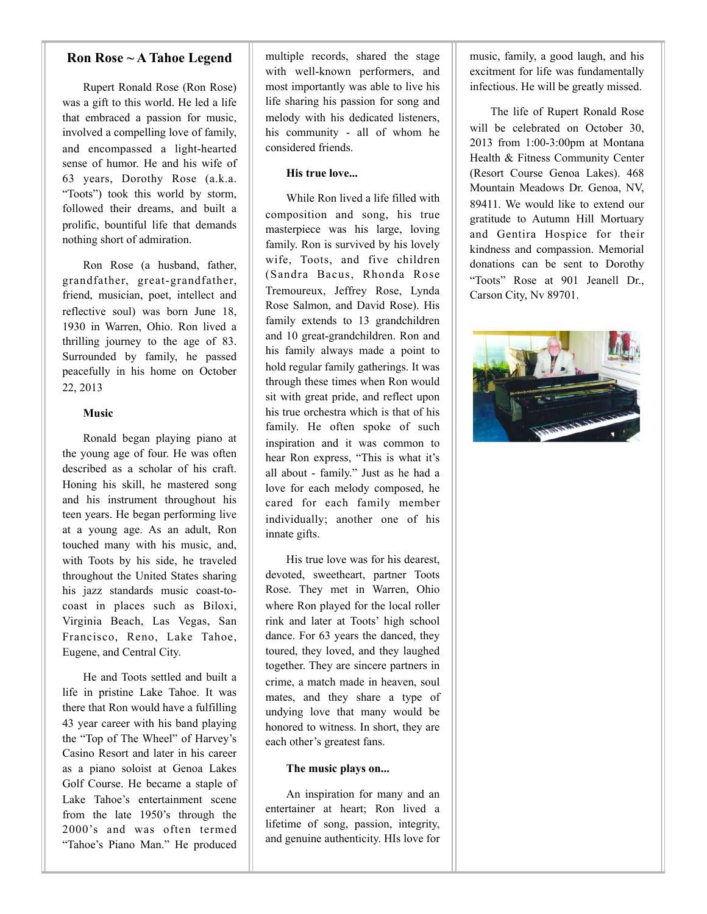## Ron Rose ~ A Tahoe Legend

Rupert Ronald Rose (Ron Rose) was a gift to this world. He led a life that embraced a passion for music, involved a compelling love of family, and encompassed a light-hearted sense of humor. He and his wife of 63 years, Dorothy Rose (a.k.a. "Toots") took this world by storm, followed their dreams, and built a prolific, bountiful life that demands nothing short of admiration.

Ron Rose (a husband, father, grandfather, great-grandfather, friend, musician, poet, intellect and reflective soul) was born June 18, 1930 in Warren, Ohio. Ron lived a thrilling journey to the age of 83. Surrounded by family, he passed peacefully in his home on October 22, 2013

**Music**

Ronald began playing piano at the young age of four. He was often described as a scholar of his craft. Honing his skill, he mastered song and his instrument throughout his teen years. He began performing live at a young age. As an adult, Ron touched many with his music, and, with Toots by his side, he traveled throughout the United States sharing his jazz standards music coast-to-coast in places such as Biloxi, Virginia Beach, Las Vegas, San Francisco, Reno, Lake Tahoe, Eugene, and Central City.

He and Toots settled and built a life in pristine Lake Tahoe. It was there that Ron would have a fulfilling 43 year career with his band playing the "Top of The Wheel" of Harvey's Casino Resort and later in his career as a piano soloist at Genoa Lakes Golf Course. He became a staple of Lake Tahoe's entertainment scene from the late 1950's through the 2000's and was often termed "Tahoe's Piano Man." He produced multiple records, shared the stage with well-known performers, and most importantly was able to live his life sharing his passion for song and melody with his dedicated listeners, his community - all of whom he considered friends.

**His true love...**

While Ron lived a life filled with composition and song, his true masterpiece was his large, loving family. Ron is survived by his lovely wife, Toots, and five children (Sandra Bacus, Rhonda Rose Tremoureux, Jeffrey Rose, Lynda Rose Salmon, and David Rose). His family extends to 13 grandchildren and 10 great-grandchildren. Ron and his family always made a point to hold regular family gatherings. It was through these times when Ron would sit with great pride, and reflect upon his true orchestra which is that of his family. He often spoke of such inspiration and it was common to hear Ron express, "This is what it's all about - family." Just as he had a love for each melody composed, he cared for each family member individually; another one of his innate gifts.

His true love was for his dearest, devoted, sweetheart, partner Toots Rose. They met in Warren, Ohio where Ron played for the local roller rink and later at Toots' high school dance. For 63 years the danced, they toured, they loved, and they laughed together. They are sincere partners in crime, a match made in heaven, soul mates, and they share a type of undying love that many would be honored to witness. In short, they are each other's greatest fans.

**The music plays on...**

An inspiration for many and an entertainer at heart; Ron lived a lifetime of song, passion, integrity, and genuine authenticity. HIs love for music, family, a good laugh, and his excitment for life was fundamentally infectious. He will be greatly missed.

The life of Rupert Ronald Rose will be celebrated on October 30, 2013 from 1:00-3:00pm at Montana Health & Fitness Community Center (Resort Course Genoa Lakes). 468 Mountain Meadows Dr. Genoa, NV, 89411. We would like to extend our gratitude to Autumn Hill Mortuary and Gentira Hospice for their kindness and compassion. Memorial donations can be sent to Dorothy "Toots" Rose at 901 Jeanell Dr., Carson City, Nv 89701.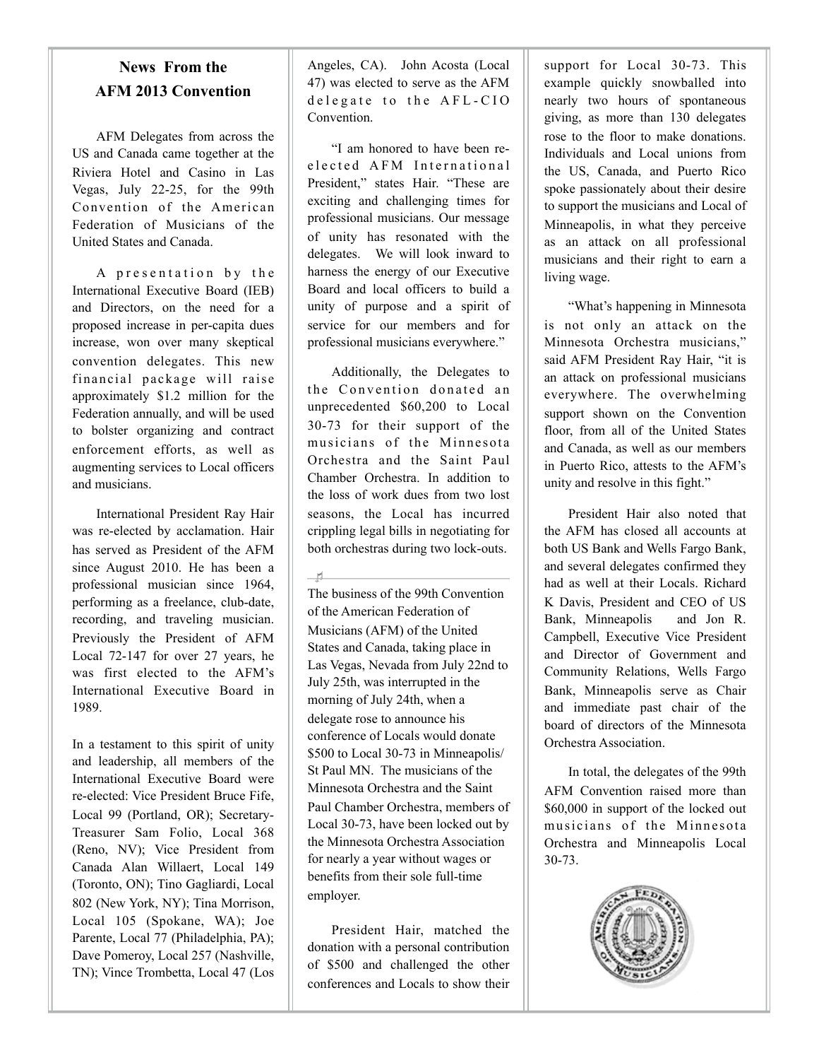## News From the AFM 2013 Convention

AFM Delegates from across the US and Canada came together at the Riviera Hotel and Casino in Las Vegas, July 22-25, for the 99th Convention of the American Federation of Musicians of the United States and Canada.

A presentation by the International Executive Board (IEB) and Directors, on the need for a proposed increase in per-capita dues increase, won over many skeptical convention delegates. This new financial package will raise approximately $1.2 million for the Federation annually, and will be used to bolster organizing and contract enforcement efforts, as well as augmenting services to Local officers and musicians.

International President Ray Hair was re-elected by acclamation. Hair has served as President of the AFM since August 2010. He has been a professional musician since 1964, performing as a freelance, club-date, recording, and traveling musician. Previously the President of AFM Local 72-147 for over 27 years, he was first elected to the AFM's International Executive Board in 1989.

In a testament to this spirit of unity and leadership, all members of the International Executive Board were re-elected: Vice President Bruce Fife, Local 99 (Portland, OR); Secretary-Treasurer Sam Folio, Local 368 (Reno, NV); Vice President from Canada Alan Willaert, Local 149 (Toronto, ON); Tino Gagliardi, Local 802 (New York, NY); Tina Morrison, Local 105 (Spokane, WA); Joe Parente, Local 77 (Philadelphia, PA); Dave Pomeroy, Local 257 (Nashville, TN); Vince Trombetta, Local 47 (Los Angeles, CA). John Acosta (Local 47) was elected to serve as the AFM delegate to the AFL-CIO Convention.

"I am honored to have been re-elected AFM International President," states Hair. "These are exciting and challenging times for professional musicians. Our message of unity has resonated with the delegates. We will look inward to harness the energy of our Executive Board and local officers to build a unity of purpose and a spirit of service for our members and for professional musicians everywhere."

Additionally, the Delegates to the Convention donated an unprecedented $60,200 to Local 30-73 for their support of the musicians of the Minnesota Orchestra and the Saint Paul Chamber Orchestra. In addition to the loss of work dues from two lost seasons, the Local has incurred crippling legal bills in negotiating for both orchestras during two lock-outs.

---

The business of the 99th Convention of the American Federation of Musicians (AFM) of the United States and Canada, taking place in Las Vegas, Nevada from July 22nd to July 25th, was interrupted in the morning of July 24th, when a delegate rose to announce his conference of Locals would donate $500 to Local 30-73 in Minneapolis/ St Paul MN. The musicians of the Minnesota Orchestra and the Saint Paul Chamber Orchestra, members of Local 30-73, have been locked out by the Minnesota Orchestra Association for nearly a year without wages or benefits from their sole full-time employer.

President Hair, matched the donation with a personal contribution of $500 and challenged the other conferences and Locals to show their support for Local 30-73. This example quickly snowballed into nearly two hours of spontaneous giving, as more than 130 delegates rose to the floor to make donations. Individuals and Local unions from the US, Canada, and Puerto Rico spoke passionately about their desire to support the musicians and Local of Minneapolis, in what they perceive as an attack on all professional musicians and their right to earn a living wage.

"What's happening in Minnesota is not only an attack on the Minnesota Orchestra musicians," said AFM President Ray Hair, "it is an attack on professional musicians everywhere. The overwhelming support shown on the Convention floor, from all of the United States and Canada, as well as our members in Puerto Rico, attests to the AFM's unity and resolve in this fight."

President Hair also noted that the AFM has closed all accounts at both US Bank and Wells Fargo Bank, and several delegates confirmed they had as well at their Locals. Richard K Davis, President and CEO of US Bank, Minneapolis and Jon R. Campbell, Executive Vice President and Director of Government and Community Relations, Wells Fargo Bank, Minneapolis serve as Chair and immediate past chair of the board of directors of the Minnesota Orchestra Association.

In total, the delegates of the 99th AFM Convention raised more than $60,000 in support of the locked out musicians of the Minnesota Orchestra and Minneapolis Local 30-73.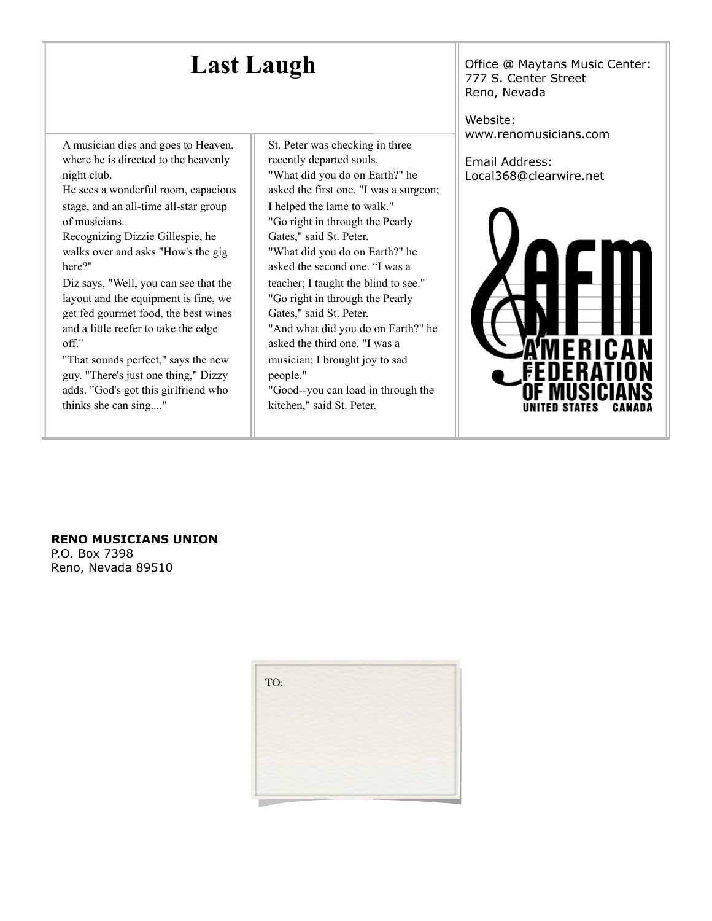# Last Laugh

A musician dies and goes to Heaven, where he is directed to the heavenly night club.

He sees a wonderful room, capacious stage, and an all-time all-star group of musicians.

Recognizing Dizzie Gillespie, he walks over and asks "How's the gig here?"

Diz says, "Well, you can see that the layout and the equipment is fine, we get fed gourmet food, the best wines and a little reefer to take the edge off."

"That sounds perfect," says the new guy. "There's just one thing," Dizzy adds. "God's got this girlfriend who thinks she can sing...."

St. Peter was checking in three recently departed souls.

"What did you do on Earth?" he asked the first one. "I was a surgeon; I helped the lame to walk."

"Go right in through the Pearly Gates," said St. Peter.

"What did you do on Earth?" he asked the second one. "I was a teacher; I taught the blind to see."

"Go right in through the Pearly Gates," said St. Peter.

"And what did you do on Earth?" he asked the third one. "I was a musician; I brought joy to sad people."

"Good--you can load in through the kitchen," said St. Peter.

Office @ Maytans Music Center:
777 S. Center Street
Reno, Nevada

Website:
www.renomusicians.com

Email Address:
Local368@clearwire.net

AFM
AMERICAN FEDERATION OF MUSICIANS
UNITED STATES CANADA

**RENO MUSICIANS UNION**
P.O. Box 7398
Reno, Nevada 89510

TO: